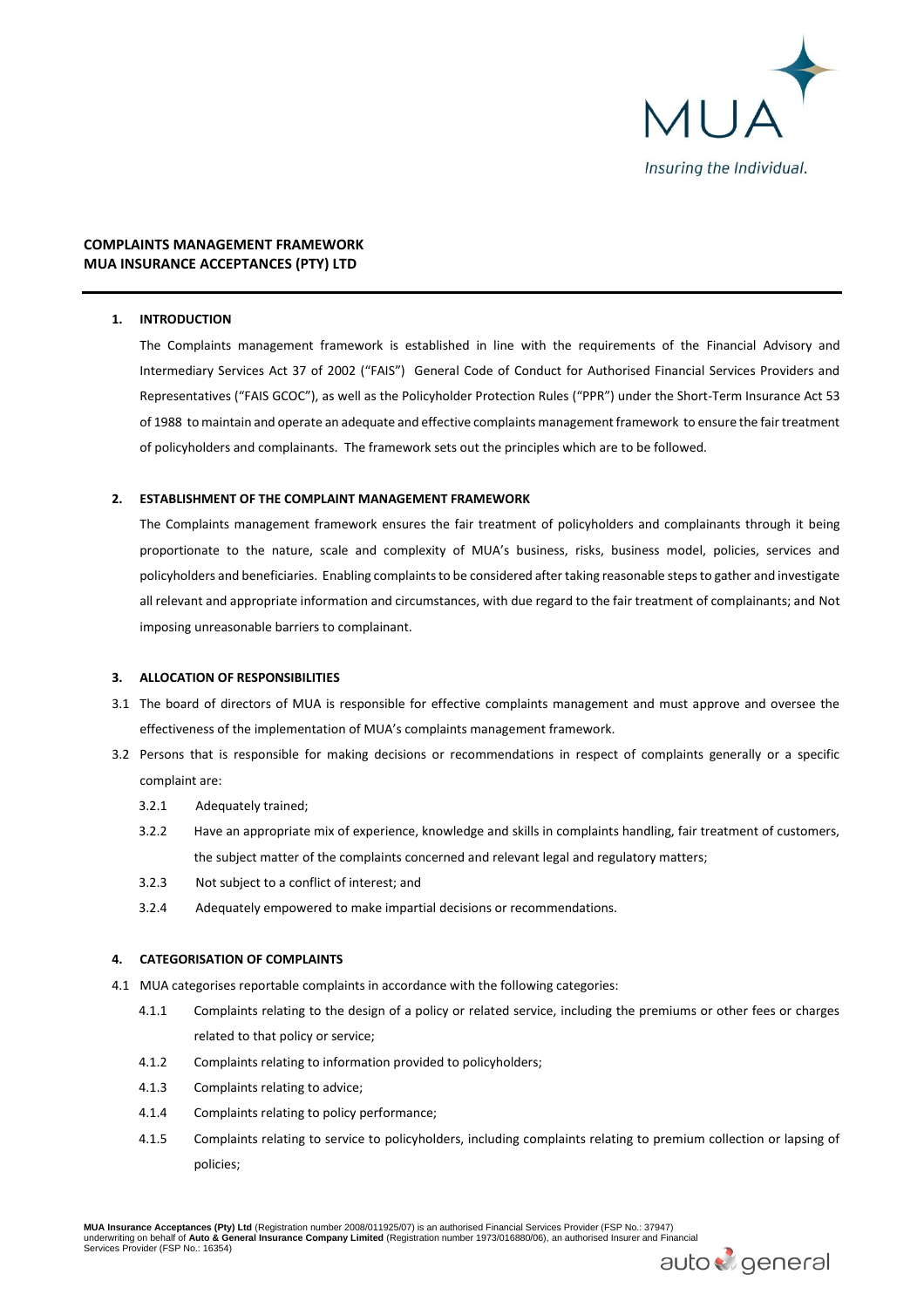MUA

*Insuring the Individual.*

**COMPLAINTS MANAGEMENT FRAMEWORK**
**MUA INSURANCE ACCEPTANCES (PTY) LTD**

## 1. INTRODUCTION

The Complaints management framework is established in line with the requirements of the Financial Advisory and Intermediary Services Act 37 of 2002 ("FAIS") General Code of Conduct for Authorised Financial Services Providers and Representatives ("FAIS GCOC"), as well as the Policyholder Protection Rules ("PPR") under the Short-Term Insurance Act 53 of 1988 to maintain and operate an adequate and effective complaints management framework to ensure the fair treatment of policyholders and complainants. The framework sets out the principles which are to be followed.

## 2. ESTABLISHMENT OF THE COMPLAINT MANAGEMENT FRAMEWORK

The Complaints management framework ensures the fair treatment of policyholders and complainants through it being proportionate to the nature, scale and complexity of MUA's business, risks, business model, policies, services and policyholders and beneficiaries. Enabling complaints to be considered after taking reasonable steps to gather and investigate all relevant and appropriate information and circumstances, with due regard to the fair treatment of complainants; and Not imposing unreasonable barriers to complainant.

## 3. ALLOCATION OF RESPONSIBILITIES

3.1 The board of directors of MUA is responsible for effective complaints management and must approve and oversee the effectiveness of the implementation of MUA's complaints management framework.

3.2 Persons that is responsible for making decisions or recommendations in respect of complaints generally or a specific complaint are:

- 3.2.1 Adequately trained;
- 3.2.2 Have an appropriate mix of experience, knowledge and skills in complaints handling, fair treatment of customers, the subject matter of the complaints concerned and relevant legal and regulatory matters;
- 3.2.3 Not subject to a conflict of interest; and
- 3.2.4 Adequately empowered to make impartial decisions or recommendations.

## 4. CATEGORISATION OF COMPLAINTS

4.1 MUA categorises reportable complaints in accordance with the following categories:

- 4.1.1 Complaints relating to the design of a policy or related service, including the premiums or other fees or charges related to that policy or service;
- 4.1.2 Complaints relating to information provided to policyholders;
- 4.1.3 Complaints relating to advice;
- 4.1.4 Complaints relating to policy performance;
- 4.1.5 Complaints relating to service to policyholders, including complaints relating to premium collection or lapsing of policies;

**MUA Insurance Acceptances (Pty) Ltd** (Registration number 2008/011925/07) is an authorised Financial Services Provider (FSP No.: 37947) underwriting on behalf of **Auto & General Insurance Company Limited** (Registration number 1973/016880/06), an authorised Insurer and Financial Services Provider (FSP No.: 16354)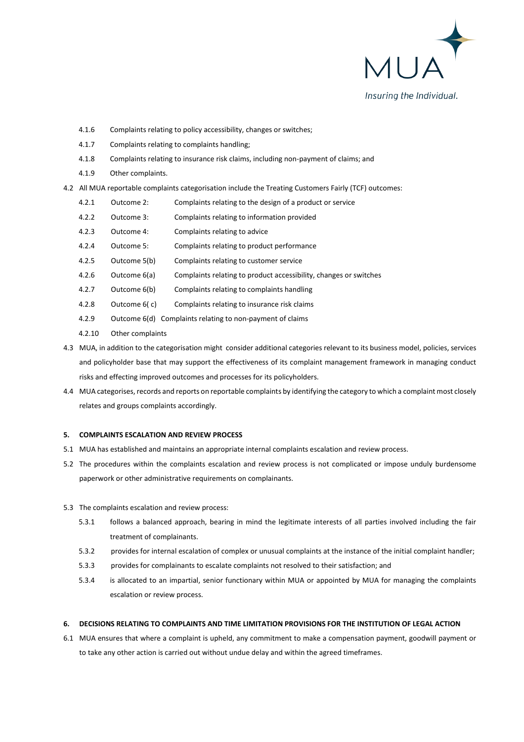4.1.6 Complaints relating to policy accessibility, changes or switches;

4.1.7 Complaints relating to complaints handling;

4.1.8 Complaints relating to insurance risk claims, including non-payment of claims; and

4.1.9 Other complaints.

4.2 All MUA reportable complaints categorisation include the Treating Customers Fairly (TCF) outcomes:

4.2.1 Outcome 2: Complaints relating to the design of a product or service

4.2.2 Outcome 3: Complaints relating to information provided

4.2.3 Outcome 4: Complaints relating to advice

4.2.4 Outcome 5: Complaints relating to product performance

4.2.5 Outcome 5(b) Complaints relating to customer service

4.2.6 Outcome 6(a) Complaints relating to product accessibility, changes or switches

4.2.7 Outcome 6(b) Complaints relating to complaints handling

4.2.8 Outcome 6( c) Complaints relating to insurance risk claims

4.2.9 Outcome 6(d) Complaints relating to non-payment of claims

4.2.10 Other complaints

4.3 MUA, in addition to the categorisation might consider additional categories relevant to its business model, policies, services and policyholder base that may support the effectiveness of its complaint management framework in managing conduct risks and effecting improved outcomes and processes for its policyholders.

4.4 MUA categorises, records and reports on reportable complaints by identifying the category to which a complaint most closely relates and groups complaints accordingly.

**5. COMPLAINTS ESCALATION AND REVIEW PROCESS**

5.1 MUA has established and maintains an appropriate internal complaints escalation and review process.

5.2 The procedures within the complaints escalation and review process is not complicated or impose unduly burdensome paperwork or other administrative requirements on complainants.

5.3 The complaints escalation and review process:

5.3.1 follows a balanced approach, bearing in mind the legitimate interests of all parties involved including the fair treatment of complainants.

5.3.2 provides for internal escalation of complex or unusual complaints at the instance of the initial complaint handler;

5.3.3 provides for complainants to escalate complaints not resolved to their satisfaction; and

5.3.4 is allocated to an impartial, senior functionary within MUA or appointed by MUA for managing the complaints escalation or review process.

**6. DECISIONS RELATING TO COMPLAINTS AND TIME LIMITATION PROVISIONS FOR THE INSTITUTION OF LEGAL ACTION**

6.1 MUA ensures that where a complaint is upheld, any commitment to make a compensation payment, goodwill payment or to take any other action is carried out without undue delay and within the agreed timeframes.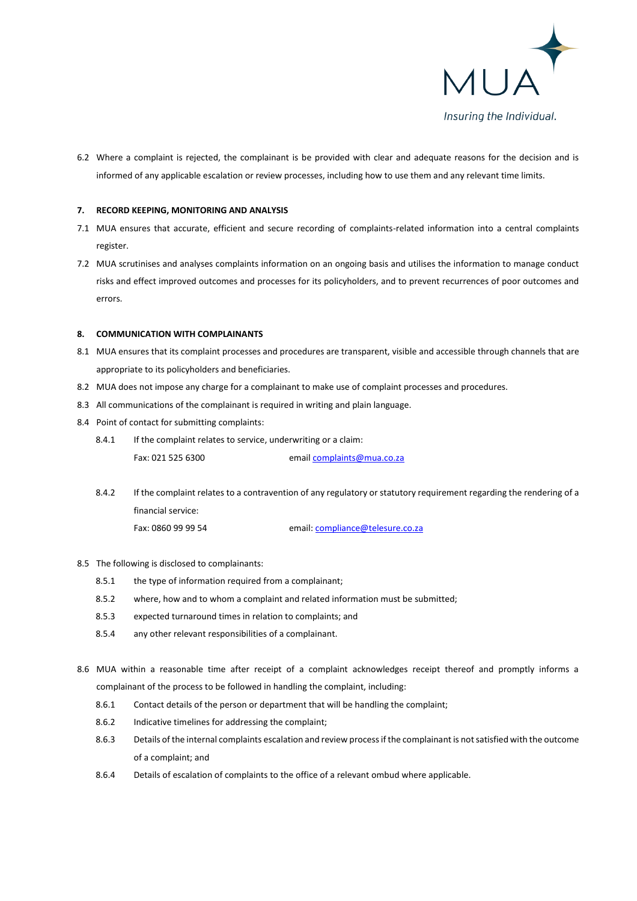6.2 Where a complaint is rejected, the complainant is be provided with clear and adequate reasons for the decision and is informed of any applicable escalation or review processes, including how to use them and any relevant time limits.

## 7. RECORD KEEPING, MONITORING AND ANALYSIS

7.1 MUA ensures that accurate, efficient and secure recording of complaints-related information into a central complaints register.

7.2 MUA scrutinises and analyses complaints information on an ongoing basis and utilises the information to manage conduct risks and effect improved outcomes and processes for its policyholders, and to prevent recurrences of poor outcomes and errors.

## 8. COMMUNICATION WITH COMPLAINANTS

8.1 MUA ensures that its complaint processes and procedures are transparent, visible and accessible through channels that are appropriate to its policyholders and beneficiaries.

8.2 MUA does not impose any charge for a complainant to make use of complaint processes and procedures.

8.3 All communications of the complainant is required in writing and plain language.

8.4 Point of contact for submitting complaints:

8.4.1 If the complaint relates to service, underwriting or a claim:

Fax: 021 525 6300 email complaints@mua.co.za

8.4.2 If the complaint relates to a contravention of any regulatory or statutory requirement regarding the rendering of a financial service:

Fax: 0860 99 99 54 email: compliance@telesure.co.za

8.5 The following is disclosed to complainants:

8.5.1 the type of information required from a complainant;

8.5.2 where, how and to whom a complaint and related information must be submitted;

8.5.3 expected turnaround times in relation to complaints; and

8.5.4 any other relevant responsibilities of a complainant.

8.6 MUA within a reasonable time after receipt of a complaint acknowledges receipt thereof and promptly informs a complainant of the process to be followed in handling the complaint, including:

8.6.1 Contact details of the person or department that will be handling the complaint;

8.6.2 Indicative timelines for addressing the complaint;

8.6.3 Details of the internal complaints escalation and review process if the complainant is not satisfied with the outcome of a complaint; and

8.6.4 Details of escalation of complaints to the office of a relevant ombud where applicable.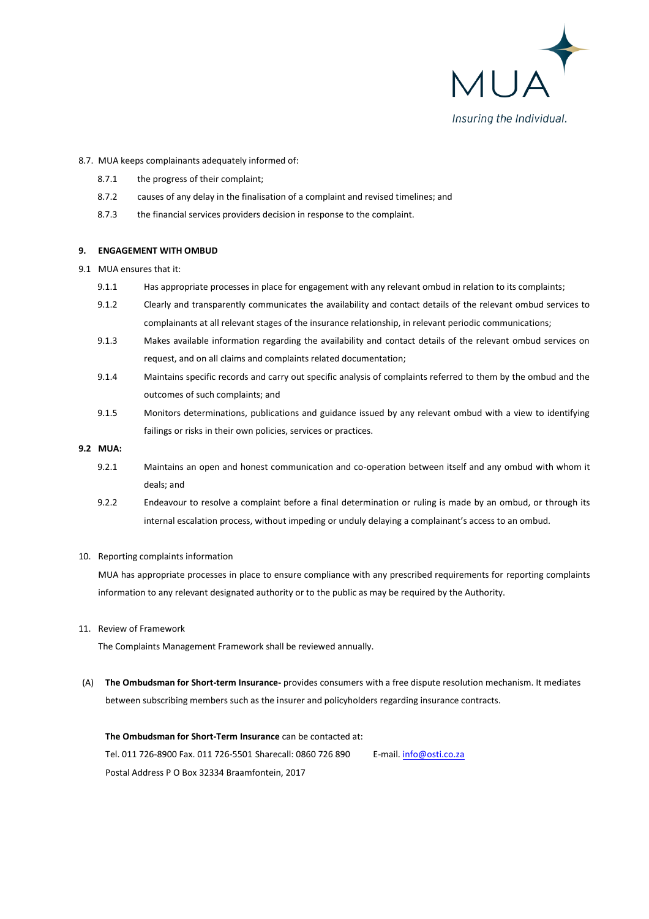8.7. MUA keeps complainants adequately informed of:

- 8.7.1 the progress of their complaint;
- 8.7.2 causes of any delay in the finalisation of a complaint and revised timelines; and
- 8.7.3 the financial services providers decision in response to the complaint.

**9. ENGAGEMENT WITH OMBUD**

9.1 MUA ensures that it:

- 9.1.1 Has appropriate processes in place for engagement with any relevant ombud in relation to its complaints;
- 9.1.2 Clearly and transparently communicates the availability and contact details of the relevant ombud services to complainants at all relevant stages of the insurance relationship, in relevant periodic communications;
- 9.1.3 Makes available information regarding the availability and contact details of the relevant ombud services on request, and on all claims and complaints related documentation;
- 9.1.4 Maintains specific records and carry out specific analysis of complaints referred to them by the ombud and the outcomes of such complaints; and
- 9.1.5 Monitors determinations, publications and guidance issued by any relevant ombud with a view to identifying failings or risks in their own policies, services or practices.

**9.2 MUA:**

- 9.2.1 Maintains an open and honest communication and co-operation between itself and any ombud with whom it deals; and
- 9.2.2 Endeavour to resolve a complaint before a final determination or ruling is made by an ombud, or through its internal escalation process, without impeding or unduly delaying a complainant's access to an ombud.

10. Reporting complaints information

MUA has appropriate processes in place to ensure compliance with any prescribed requirements for reporting complaints information to any relevant designated authority or to the public as may be required by the Authority.

11. Review of Framework

The Complaints Management Framework shall be reviewed annually.

(A) **The Ombudsman for Short-term Insurance-** provides consumers with a free dispute resolution mechanism. It mediates between subscribing members such as the insurer and policyholders regarding insurance contracts.

**The Ombudsman for Short-Term Insurance** can be contacted at:

Tel. 011 726-8900 Fax. 011 726-5501 Sharecall: 0860 726 890 E-mail. info@osti.co.za

Postal Address P O Box 32334 Braamfontein, 2017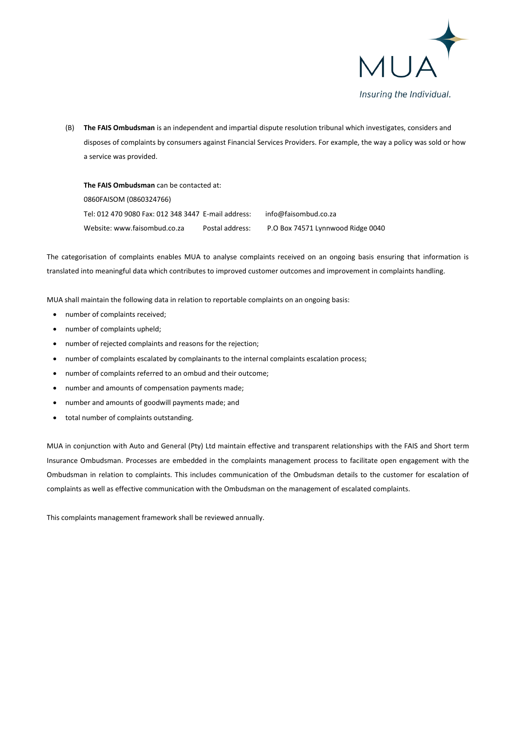(B) **The FAIS Ombudsman** is an independent and impartial dispute resolution tribunal which investigates, considers and disposes of complaints by consumers against Financial Services Providers. For example, the way a policy was sold or how a service was provided.

**The FAIS Ombudsman** can be contacted at:
0860FAISOM (0860324766)
Tel: 012 470 9080 Fax: 012 348 3447 E-mail address: info@faisombud.co.za
Website: www.faisombud.co.za Postal address: P.O Box 74571 Lynnwood Ridge 0040

The categorisation of complaints enables MUA to analyse complaints received on an ongoing basis ensuring that information is translated into meaningful data which contributes to improved customer outcomes and improvement in complaints handling.

MUA shall maintain the following data in relation to reportable complaints on an ongoing basis:

- number of complaints received;
- number of complaints upheld;
- number of rejected complaints and reasons for the rejection;
- number of complaints escalated by complainants to the internal complaints escalation process;
- number of complaints referred to an ombud and their outcome;
- number and amounts of compensation payments made;
- number and amounts of goodwill payments made; and
- total number of complaints outstanding.

MUA in conjunction with Auto and General (Pty) Ltd maintain effective and transparent relationships with the FAIS and Short term Insurance Ombudsman. Processes are embedded in the complaints management process to facilitate open engagement with the Ombudsman in relation to complaints. This includes communication of the Ombudsman details to the customer for escalation of complaints as well as effective communication with the Ombudsman on the management of escalated complaints.

This complaints management framework shall be reviewed annually.